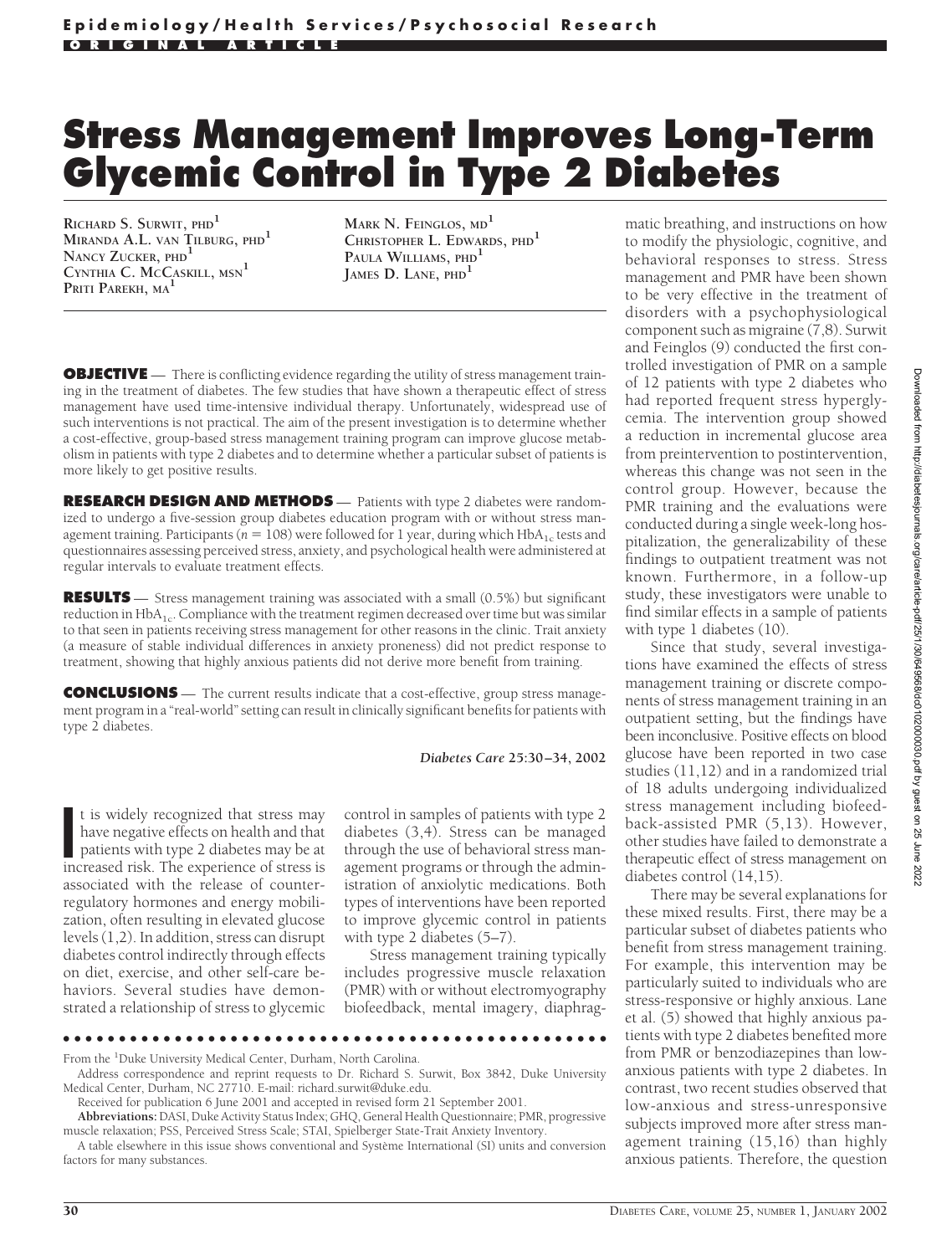Epidemiology/Health Services/Psychosocial Research

ORIGINAL ARTICLE

# Stress Management Improves Long-Term Glycemic Control in Type 2 Diabetes

RICHARD S. SURWIT, PHD[1]
MIRANDA A.L. VAN TILBURG, PHD[1]
NANCY ZUCKER, PHD[1]
CYNTHIA C. MCCASKILL, MSN[1]
PRITI PAREKH, MA[1]
MARK N. FEINGLOS, MD[1]
CHRISTOPHER L. EDWARDS, PHD[1]
PAULA WILLIAMS, PHD[1]
JAMES D. LANE, PHD[1]

**OBJECTIVE** — There is conflicting evidence regarding the utility of stress management training in the treatment of diabetes. The few studies that have shown a therapeutic effect of stress management have used time-intensive individual therapy. Unfortunately, widespread use of such interventions is not practical. The aim of the present investigation is to determine whether a cost-effective, group-based stress management training program can improve glucose metabolism in patients with type 2 diabetes and to determine whether a particular subset of patients is more likely to get positive results.

**RESEARCH DESIGN AND METHODS** — Patients with type 2 diabetes were randomized to undergo a five-session group diabetes education program with or without stress management training. Participants ($n = 108$) were followed for 1 year, during which $HbA_{1c}$ tests and questionnaires assessing perceived stress, anxiety, and psychological health were administered at regular intervals to evaluate treatment effects.

**RESULTS** — Stress management training was associated with a small (0.5%) but significant reduction in $HbA_{1c}$. Compliance with the treatment regimen decreased over time but was similar to that seen in patients receiving stress management for other reasons in the clinic. Trait anxiety (a measure of stable individual differences in anxiety proneness) did not predict response to treatment, showing that highly anxious patients did not derive more benefit from training.

**CONCLUSIONS** — The current results indicate that a cost-effective, group stress management program in a "real-world" setting can result in clinically significant benefits for patients with type 2 diabetes.

*Diabetes Care* **25:30–34, 2002**

It is widely recognized that stress may have negative effects on health and that patients with type 2 diabetes may be at increased risk. The experience of stress is associated with the release of counterregulatory hormones and energy mobilization, often resulting in elevated glucose levels (1,2). In addition, stress can disrupt diabetes control indirectly through effects on diet, exercise, and other self-care behaviors. Several studies have demonstrated a relationship of stress to glycemic control in samples of patients with type 2 diabetes (3,4). Stress can be managed through the use of behavioral stress management programs or through the administration of anxiolytic medications. Both types of interventions have been reported to improve glycemic control in patients with type 2 diabetes (5–7).

Stress management training typically includes progressive muscle relaxation (PMR) with or without electromyography biofeedback, mental imagery, diaphragmatic breathing, and instructions on how to modify the physiologic, cognitive, and behavioral responses to stress. Stress management and PMR have been shown to be very effective in the treatment of disorders with a psychophysiological component such as migraine (7,8). Surwit and Feinglos (9) conducted the first controlled investigation of PMR on a sample of 12 patients with type 2 diabetes who had reported frequent stress hyperglycemia. The intervention group showed a reduction in incremental glucose area from preintervention to postintervention, whereas this change was not seen in the control group. However, because the PMR training and the evaluations were conducted during a single week-long hospitalization, the generalizability of these findings to outpatient treatment was not known. Furthermore, in a follow-up study, these investigators were unable to find similar effects in a sample of patients with type 1 diabetes (10).

Since that study, several investigations have examined the effects of stress management training or discrete components of stress management training in an outpatient setting, but the findings have been inconclusive. Positive effects on blood glucose have been reported in two case studies (11,12) and in a randomized trial of 18 adults undergoing individualized stress management including biofeedback-assisted PMR (5,13). However, other studies have failed to demonstrate a therapeutic effect of stress management on diabetes control (14,15).

There may be several explanations for these mixed results. First, there may be a particular subset of diabetes patients who benefit from stress management training. For example, this intervention may be particularly suited to individuals who are stress-responsive or highly anxious. Lane et al. (5) showed that highly anxious patients with type 2 diabetes benefited more from PMR or benzodiazepines than low-anxious patients with type 2 diabetes. In contrast, two recent studies observed that low-anxious and stress-unresponsive subjects improved more after stress management training (15,16) than highly anxious patients. Therefore, the question

---

From the [1]Duke University Medical Center, Durham, North Carolina.

Address correspondence and reprint requests to Dr. Richard S. Surwit, Box 3842, Duke University Medical Center, Durham, NC 27710. E-mail: richard.surwit@duke.edu.

Received for publication 6 June 2001 and accepted in revised form 21 September 2001.

**Abbreviations:** DASI, Duke Activity Status Index; GHQ, General Health Questionnaire; PMR, progressive muscle relaxation; PSS, Perceived Stress Scale; STAI, Spielberger State-Trait Anxiety Inventory.

A table elsewhere in this issue shows conventional and Système International (SI) units and conversion factors for many substances.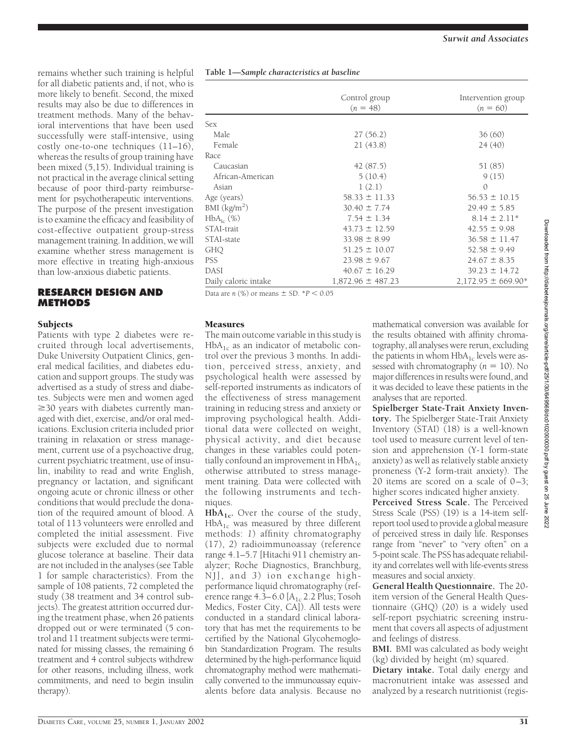remains whether such training is helpful for all diabetic patients and, if not, who is more likely to benefit. Second, the mixed results may also be due to differences in treatment methods. Many of the behavioral interventions that have been used successfully were staff-intensive, using costly one-to-one techniques (11–16), whereas the results of group training have been mixed (5,15). Individual training is not practical in the average clinical setting because of poor third-party reimbursement for psychotherapeutic interventions. The purpose of the present investigation is to examine the efficacy and feasibility of cost-effective outpatient group-stress management training. In addition, we will examine whether stress management is more effective in treating high-anxious than low-anxious diabetic patients.

## RESEARCH DESIGN AND METHODS

### Subjects

Patients with type 2 diabetes were recruited through local advertisements, Duke University Outpatient Clinics, general medical facilities, and diabetes education and support groups. The study was advertised as a study of stress and diabetes. Subjects were men and women aged ≥30 years with diabetes currently managed with diet, exercise, and/or oral medications. Exclusion criteria included prior training in relaxation or stress management, current use of a psychoactive drug, current psychiatric treatment, use of insulin, inability to read and write English, pregnancy or lactation, and significant ongoing acute or chronic illness or other conditions that would preclude the donation of the required amount of blood. A total of 113 volunteers were enrolled and completed the initial assessment. Five subjects were excluded due to normal glucose tolerance at baseline. Their data are not included in the analyses (see Table 1 for sample characteristics). From the sample of 108 patients, 72 completed the study (38 treatment and 34 control subjects). The greatest attrition occurred during the treatment phase, when 26 patients dropped out or were terminated (5 control and 11 treatment subjects were terminated for missing classes, the remaining 6 treatment and 4 control subjects withdrew for other reasons, including illness, work commitments, and need to begin insulin therapy).

**Table 1—Sample characteristics at baseline**

| | Control group ($n$ = 48) | Intervention group ($n$ = 60) |
|---|---|---|
| Sex | | |
| Male | 27 (56.2) | 36 (60) |
| Female | 21 (43.8) | 24 (40) |
| Race | | |
| Caucasian | 42 (87.5) | 51 (85) |
| African-American | 5 (10.4) | 9 (15) |
| Asian | 1 (2.1) | 0 |
| Age (years) | 58.33 ± 11.33 | 56.53 ± 10.15 |
| BMI (kg/m$^2$) | 30.40 ± 7.74 | 29.49 ± 5.85 |
| $HbA_{1c}$ (%) | 7.54 ± 1.34 | 8.14 ± 2.11* |
| STAI-trait | 43.73 ± 12.59 | 42.55 ± 9.98 |
| STAI-state | 33.98 ± 8.99 | 36.58 ± 11.47 |
| GHQ | 51.25 ± 10.07 | 52.58 ± 9.49 |
| PSS | 23.98 ± 9.67 | 24.67 ± 8.35 |
| DASI | 40.67 ± 16.29 | 39.23 ± 14.72 |
| Daily caloric intake | 1,872.96 ± 487.23 | 2,172.95 ± 669.90* |

Data are $n$ (%) or means ± SD. *$P < 0.05$

### Measures

The main outcome variable in this study is $HbA_{1c}$ as an indicator of metabolic control over the previous 3 months. In addition, perceived stress, anxiety, and psychological health were assessed by self-reported instruments as indicators of the effectiveness of stress management training in reducing stress and anxiety or improving psychological health. Additional data were collected on weight, physical activity, and diet because changes in these variables could potentially confound an improvement in $HbA_{1c}$ otherwise attributed to stress management training. Data were collected with the following instruments and techniques.

**$HbA_{1c}$.** Over the course of the study, $HbA_{1c}$ was measured by three different methods: *1*) affinity chromatography (17), *2*) radioimmunoassay (reference range 4.1–5.7 [Hitachi 911 chemistry analyzer; Roche Diagnostics, Branchburg, NJ], and *3*) ion exchange high-performance liquid chromatography (reference range 4.3–6.0 [$A_{1c}$ 2.2 Plus; Tosoh Medics, Foster City, CA]). All tests were conducted in a standard clinical laboratory that has met the requirements to be certified by the National Glycohemoglobin Standardization Program. The results determined by the high-performance liquid chromatography method were mathematically converted to the immunoassay equivalents before data analysis. Because no mathematical conversion was available for the results obtained with affinity chromatography, all analyses were rerun, excluding the patients in whom $HbA_{1c}$ levels were assessed with chromatography ($n$ = 10). No major differences in results were found, and it was decided to leave these patients in the analyses that are reported.

**Spielberger State-Trait Anxiety Inventory.** The Spielberger State-Trait Anxiety Inventory (STAI) (18) is a well-known tool used to measure current level of tension and apprehension (Y-1 form-state anxiety) as well as relatively stable anxiety proneness (Y-2 form-trait anxiety). The 20 items are scored on a scale of 0–3; higher scores indicated higher anxiety.

**Perceived Stress Scale.** The Perceived Stress Scale (PSS) (19) is a 14-item self-report tool used to provide a global measure of perceived stress in daily life. Responses range from "never" to "very often" on a 5-point scale. The PSS has adequate reliability and correlates well with life-events stress measures and social anxiety.

**General Health Questionnaire.** The 20-item version of the General Health Questionnaire (GHQ) (20) is a widely used self-report psychiatric screening instrument that covers all aspects of adjustment and feelings of distress.

**BMI.** BMI was calculated as body weight (kg) divided by height (m) squared.

**Dietary intake.** Total daily energy and macronutrient intake was assessed and analyzed by a research nutritionist (regis-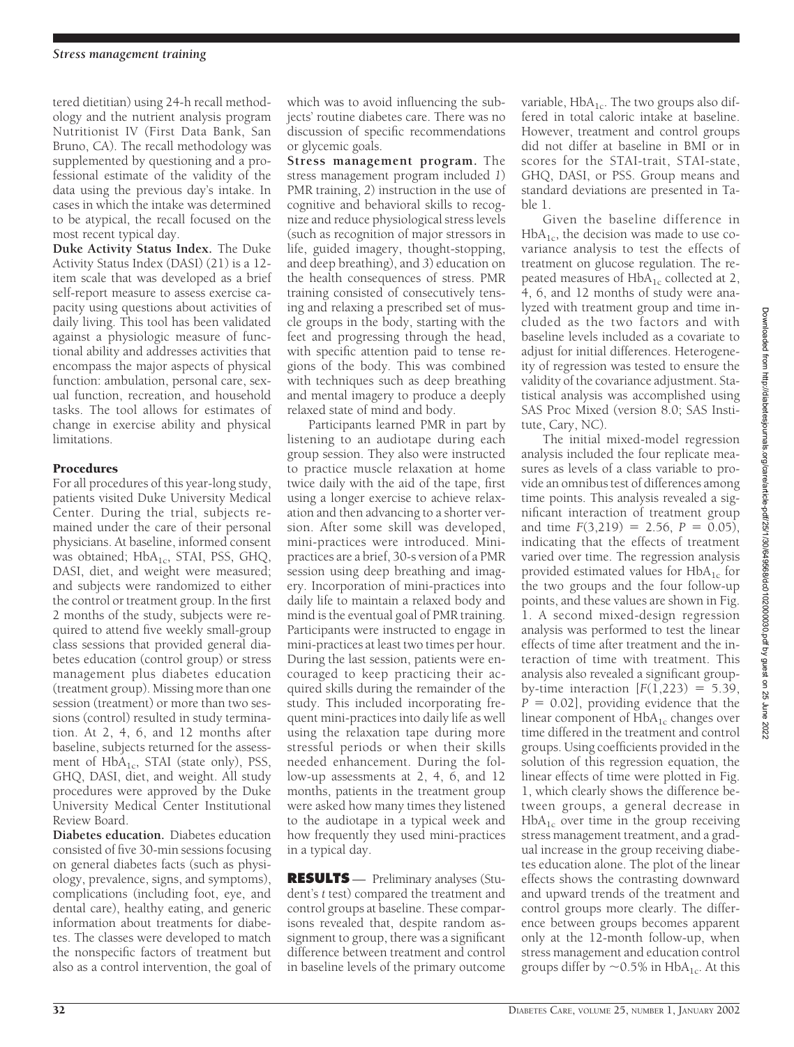tered dietitian) using 24-h recall methodology and the nutrient analysis program Nutritionist IV (First Data Bank, San Bruno, CA). The recall methodology was supplemented by questioning and a professional estimate of the validity of the data using the previous day's intake. In cases in which the intake was determined to be atypical, the recall focused on the most recent typical day.

**Duke Activity Status Index.** The Duke Activity Status Index (DASI) (21) is a 12-item scale that was developed as a brief self-report measure to assess exercise capacity using questions about activities of daily living. This tool has been validated against a physiologic measure of functional ability and addresses activities that encompass the major aspects of physical function: ambulation, personal care, sexual function, recreation, and household tasks. The tool allows for estimates of change in exercise ability and physical limitations.

### Procedures

For all procedures of this year-long study, patients visited Duke University Medical Center. During the trial, subjects remained under the care of their personal physicians. At baseline, informed consent was obtained; $HbA_{1c}$, STAI, PSS, GHQ, DASI, diet, and weight were measured; and subjects were randomized to either the control or treatment group. In the first 2 months of the study, subjects were required to attend five weekly small-group class sessions that provided general diabetes education (control group) or stress management plus diabetes education (treatment group). Missing more than one session (treatment) or more than two sessions (control) resulted in study termination. At 2, 4, 6, and 12 months after baseline, subjects returned for the assessment of $HbA_{1c}$, STAI (state only), PSS, GHQ, DASI, diet, and weight. All study procedures were approved by the Duke University Medical Center Institutional Review Board.

**Diabetes education.** Diabetes education consisted of five 30-min sessions focusing on general diabetes facts (such as physiology, prevalence, signs, and symptoms), complications (including foot, eye, and dental care), healthy eating, and generic information about treatments for diabetes. The classes were developed to match the nonspecific factors of treatment but also as a control intervention, the goal of which was to avoid influencing the subjects' routine diabetes care. There was no discussion of specific recommendations or glycemic goals.

**Stress management program.** The stress management program included *1*) PMR training, *2*) instruction in the use of cognitive and behavioral skills to recognize and reduce physiological stress levels (such as recognition of major stressors in life, guided imagery, thought-stopping, and deep breathing), and *3*) education on the health consequences of stress. PMR training consisted of consecutively tensing and relaxing a prescribed set of muscle groups in the body, starting with the feet and progressing through the head, with specific attention paid to tense regions of the body. This was combined with techniques such as deep breathing and mental imagery to produce a deeply relaxed state of mind and body.

Participants learned PMR in part by listening to an audiotape during each group session. They also were instructed to practice muscle relaxation at home twice daily with the aid of the tape, first using a longer exercise to achieve relaxation and then advancing to a shorter version. After some skill was developed, mini-practices were introduced. Mini-practices are a brief, 30-s version of a PMR session using deep breathing and imagery. Incorporation of mini-practices into daily life to maintain a relaxed body and mind is the eventual goal of PMR training. Participants were instructed to engage in mini-practices at least two times per hour. During the last session, patients were encouraged to keep practicing their acquired skills during the remainder of the study. This included incorporating frequent mini-practices into daily life as well using the relaxation tape during more stressful periods or when their skills needed enhancement. During the follow-up assessments at 2, 4, 6, and 12 months, patients in the treatment group were asked how many times they listened to the audiotape in a typical week and how frequently they used mini-practices in a typical day.

## RESULTS

Preliminary analyses (Student's *t* test) compared the treatment and control groups at baseline. These comparisons revealed that, despite random assignment to group, there was a significant difference between treatment and control in baseline levels of the primary outcome variable, $HbA_{1c}$. The two groups also differed in total caloric intake at baseline. However, treatment and control groups did not differ at baseline in BMI or in scores for the STAI-trait, STAI-state, GHQ, DASI, or PSS. Group means and standard deviations are presented in Table 1.

Given the baseline difference in $HbA_{1c}$, the decision was made to use covariance analysis to test the effects of treatment on glucose regulation. The repeated measures of $HbA_{1c}$ collected at 2, 4, 6, and 12 months of study were analyzed with treatment group and time included as the two factors and with baseline levels included as a covariate to adjust for initial differences. Heterogeneity of regression was tested to ensure the validity of the covariance adjustment. Statistical analysis was accomplished using SAS Proc Mixed (version 8.0; SAS Institute, Cary, NC).

The initial mixed-model regression analysis included the four replicate measures as levels of a class variable to provide an omnibus test of differences among time points. This analysis revealed a significant interaction of treatment group and time $F(3,219) = 2.56$, $P = 0.05$), indicating that the effects of treatment varied over time. The regression analysis provided estimated values for $HbA_{1c}$ for the two groups and the four follow-up points, and these values are shown in Fig. 1. A second mixed-design regression analysis was performed to test the linear effects of time after treatment and the interaction of time with treatment. This analysis also revealed a significant group-by-time interaction [$F(1,223) = 5.39$, $P = 0.02$], providing evidence that the linear component of $HbA_{1c}$ changes over time differed in the treatment and control groups. Using coefficients provided in the solution of this regression equation, the linear effects of time were plotted in Fig. 1, which clearly shows the difference between groups, a general decrease in $HbA_{1c}$ over time in the group receiving stress management treatment, and a gradual increase in the group receiving diabetes education alone. The plot of the linear effects shows the contrasting downward and upward trends of the treatment and control groups more clearly. The difference between groups becomes apparent only at the 12-month follow-up, when stress management and education control groups differ by ~0.5% in $HbA_{1c}$. At this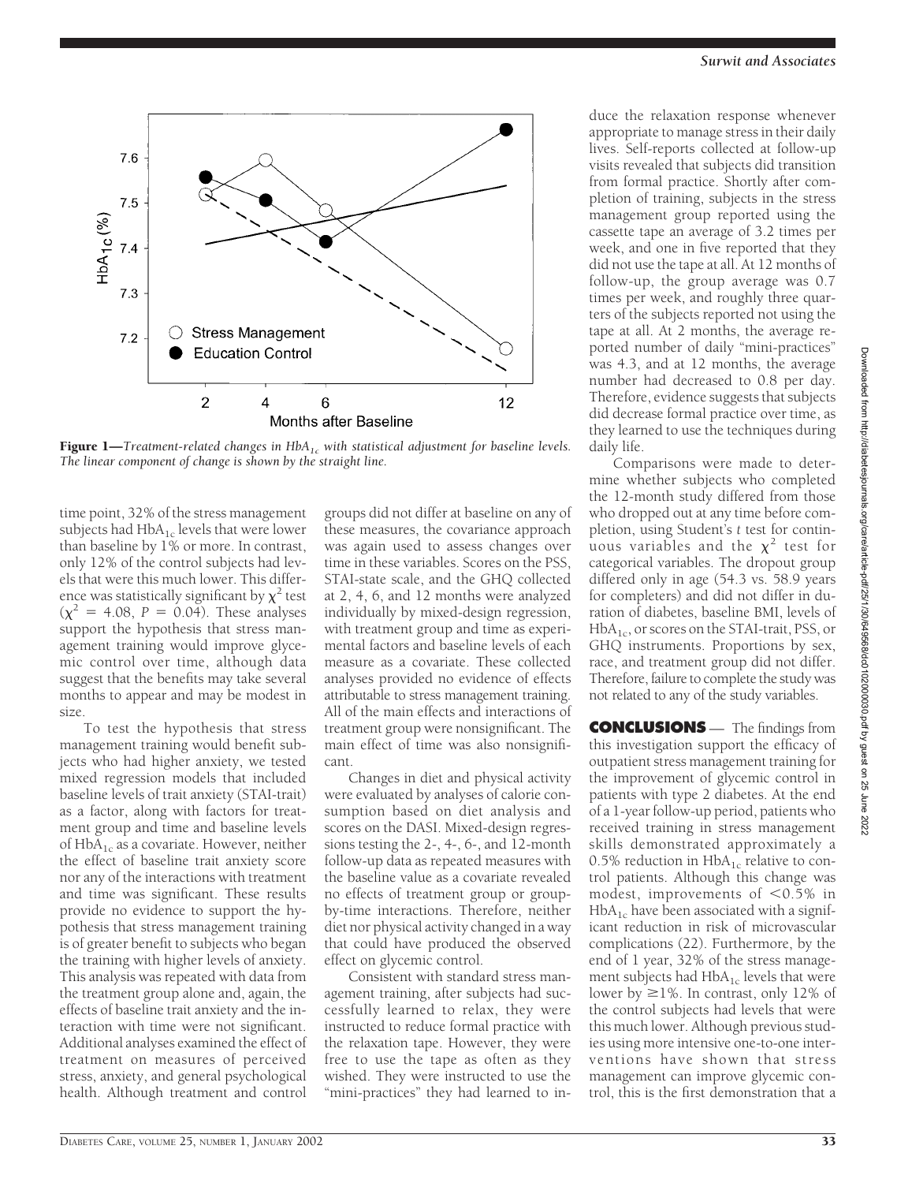**Figure 1**—*Treatment-related changes in $HbA_{1c}$ with statistical adjustment for baseline levels. The linear component of change is shown by the straight line.*

time point, 32% of the stress management subjects had $HbA_{1c}$ levels that were lower than baseline by 1% or more. In contrast, only 12% of the control subjects had levels that were this much lower. This difference was statistically significant by $\chi^2$ test ($\chi^2 = 4.08$, $P = 0.04$). These analyses support the hypothesis that stress management training would improve glycemic control over time, although data suggest that the benefits may take several months to appear and may be modest in size.

To test the hypothesis that stress management training would benefit subjects who had higher anxiety, we tested mixed regression models that included baseline levels of trait anxiety (STAI-trait) as a factor, along with factors for treatment group and time and baseline levels of $HbA_{1c}$ as a covariate. However, neither the effect of baseline trait anxiety score nor any of the interactions with treatment and time was significant. These results provide no evidence to support the hypothesis that stress management training is of greater benefit to subjects who began the training with higher levels of anxiety. This analysis was repeated with data from the treatment group alone and, again, the effects of baseline trait anxiety and the interaction with time were not significant. Additional analyses examined the effect of treatment on measures of perceived stress, anxiety, and general psychological health. Although treatment and control groups did not differ at baseline on any of these measures, the covariance approach was again used to assess changes over time in these variables. Scores on the PSS, STAI-state scale, and the GHQ collected at 2, 4, 6, and 12 months were analyzed individually by mixed-design regression, with treatment group and time as experimental factors and baseline levels of each measure as a covariate. These collected analyses provided no evidence of effects attributable to stress management training. All of the main effects and interactions of treatment group were nonsignificant. The main effect of time was also nonsignificant.

Changes in diet and physical activity were evaluated by analyses of calorie consumption based on diet analysis and scores on the DASI. Mixed-design regressions testing the 2-, 4-, 6-, and 12-month follow-up data as repeated measures with the baseline value as a covariate revealed no effects of treatment group or group-by-time interactions. Therefore, neither diet nor physical activity changed in a way that could have produced the observed effect on glycemic control.

Consistent with standard stress management training, after subjects had successfully learned to relax, they were instructed to reduce formal practice with the relaxation tape. However, they were free to use the tape as often as they wished. They were instructed to use the "mini-practices" they had learned to induce the relaxation response whenever appropriate to manage stress in their daily lives. Self-reports collected at follow-up visits revealed that subjects did transition from formal practice. Shortly after completion of training, subjects in the stress management group reported using the cassette tape an average of 3.2 times per week, and one in five reported that they did not use the tape at all. At 12 months of follow-up, the group average was 0.7 times per week, and roughly three quarters of the subjects reported not using the tape at all. At 2 months, the average reported number of daily "mini-practices" was 4.3, and at 12 months, the average number had decreased to 0.8 per day. Therefore, evidence suggests that subjects did decrease formal practice over time, as they learned to use the techniques during daily life.

Comparisons were made to determine whether subjects who completed the 12-month study differed from those who dropped out at any time before completion, using Student's *t* test for continuous variables and the $\chi^2$ test for categorical variables. The dropout group differed only in age (54.3 vs. 58.9 years for completers) and did not differ in duration of diabetes, baseline BMI, levels of $HbA_{1c}$, or scores on the STAI-trait, PSS, or GHQ instruments. Proportions by sex, race, and treatment group did not differ. Therefore, failure to complete the study was not related to any of the study variables.

## CONCLUSIONS

The findings from this investigation support the efficacy of outpatient stress management training for the improvement of glycemic control in patients with type 2 diabetes. At the end of a 1-year follow-up period, patients who received training in stress management skills demonstrated approximately a 0.5% reduction in $HbA_{1c}$ relative to control patients. Although this change was modest, improvements of <0.5% in $HbA_{1c}$ have been associated with a significant reduction in risk of microvascular complications (22). Furthermore, by the end of 1 year, 32% of the stress management subjects had $HbA_{1c}$ levels that were lower by ≥1%. In contrast, only 12% of the control subjects had levels that were this much lower. Although previous studies using more intensive one-to-one interventions have shown that stress management can improve glycemic control, this is the first demonstration that a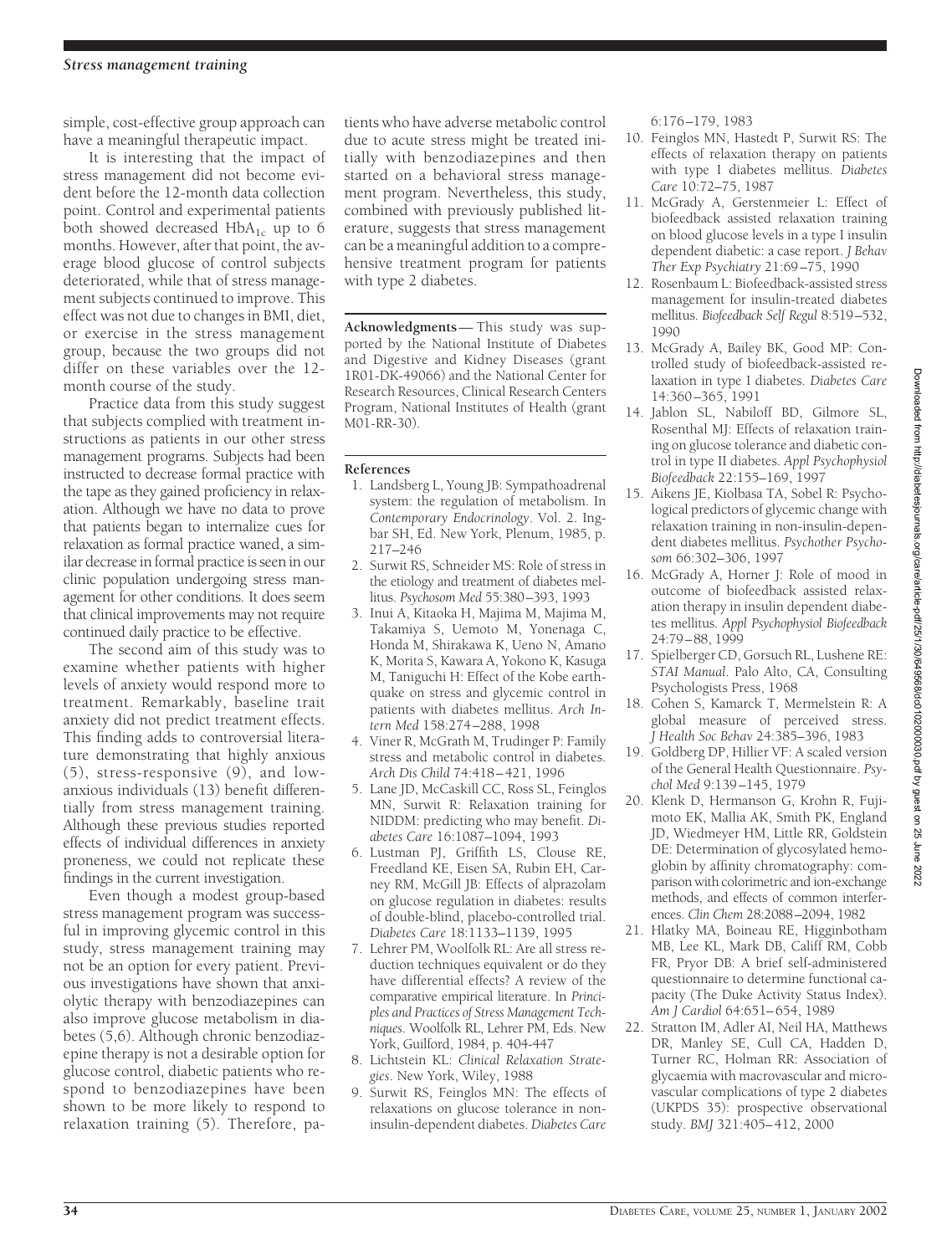simple, cost-effective group approach can have a meaningful therapeutic impact.

It is interesting that the impact of stress management did not become evident before the 12-month data collection point. Control and experimental patients both showed decreased $HbA_{1c}$ up to 6 months. However, after that point, the average blood glucose of control subjects deteriorated, while that of stress management subjects continued to improve. This effect was not due to changes in BMI, diet, or exercise in the stress management group, because the two groups did not differ on these variables over the 12-month course of the study.

Practice data from this study suggest that subjects complied with treatment instructions as patients in our other stress management programs. Subjects had been instructed to decrease formal practice with the tape as they gained proficiency in relaxation. Although we have no data to prove that patients began to internalize cues for relaxation as formal practice waned, a similar decrease in formal practice is seen in our clinic population undergoing stress management for other conditions. It does seem that clinical improvements may not require continued daily practice to be effective.

The second aim of this study was to examine whether patients with higher levels of anxiety would respond more to treatment. Remarkably, baseline trait anxiety did not predict treatment effects. This finding adds to controversial literature demonstrating that highly anxious (5), stress-responsive (9), and low-anxious individuals (13) benefit differentially from stress management training. Although these previous studies reported effects of individual differences in anxiety proneness, we could not replicate these findings in the current investigation.

Even though a modest group-based stress management program was successful in improving glycemic control in this study, stress management training may not be an option for every patient. Previous investigations have shown that anxiolytic therapy with benzodiazepines can also improve glucose metabolism in diabetes (5,6). Although chronic benzodiazepine therapy is not a desirable option for glucose control, diabetic patients who respond to benzodiazepines have been shown to be more likely to respond to relaxation training (5). Therefore, patients who have adverse metabolic control due to acute stress might be treated initially with benzodiazepines and then started on a behavioral stress management program. Nevertheless, this study, combined with previously published literature, suggests that stress management can be a meaningful addition to a comprehensive treatment program for patients with type 2 diabetes.

**Acknowledgments**— This study was supported by the National Institute of Diabetes and Digestive and Kidney Diseases (grant 1R01-DK-49066) and the National Center for Research Resources, Clinical Research Centers Program, National Institutes of Health (grant M01-RR-30).

## References

1. Landsberg L, Young JB: Sympathoadrenal system: the regulation of metabolism. In *Contemporary Endocrinology*. Vol. 2. Ingbar SH, Ed. New York, Plenum, 1985, p. 217–246
2. Surwit RS, Schneider MS: Role of stress in the etiology and treatment of diabetes mellitus. *Psychosom Med* 55:380–393, 1993
3. Inui A, Kitaoka H, Majima M, Majima M, Takamiya S, Uemoto M, Yonenaga C, Honda M, Shirakawa K, Ueno N, Amano K, Morita S, Kawara A, Yokono K, Kasuga M, Taniguchi H: Effect of the Kobe earthquake on stress and glycemic control in patients with diabetes mellitus. *Arch Intern Med* 158:274–288, 1998
4. Viner R, McGrath M, Trudinger P: Family stress and metabolic control in diabetes. *Arch Dis Child* 74:418–421, 1996
5. Lane JD, McCaskill CC, Ross SL, Feinglos MN, Surwit R: Relaxation training for NIDDM: predicting who may benefit. *Diabetes Care* 16:1087–1094, 1993
6. Lustman PJ, Griffith LS, Clouse RE, Freedland KE, Eisen SA, Rubin EH, Carney RM, McGill JB: Effects of alprazolam on glucose regulation in diabetes: results of double-blind, placebo-controlled trial. *Diabetes Care* 18:1133–1139, 1995
7. Lehrer PM, Woolfolk RL: Are all stress reduction techniques equivalent or do they have differential effects? A review of the comparative empirical literature. In *Principles and Practices of Stress Management Techniques*. Woolfolk RL, Lehrer PM, Eds. New York, Guilford, 1984, p. 404-447
8. Lichtstein KL: *Clinical Relaxation Strategies*. New York, Wiley, 1988
9. Surwit RS, Feinglos MN: The effects of relaxations on glucose tolerance in non-insulin-dependent diabetes. *Diabetes Care* 6:176–179, 1983
10. Feinglos MN, Hastedt P, Surwit RS: The effects of relaxation therapy on patients with type I diabetes mellitus. *Diabetes Care* 10:72–75, 1987
11. McGrady A, Gerstenmeier L: Effect of biofeedback assisted relaxation training on blood glucose levels in a type I insulin dependent diabetic: a case report. *J Behav Ther Exp Psychiatry* 21:69–75, 1990
12. Rosenbaum L: Biofeedback-assisted stress management for insulin-treated diabetes mellitus. *Biofeedback Self Regul* 8:519–532, 1990
13. McGrady A, Bailey BK, Good MP: Controlled study of biofeedback-assisted relaxation in type I diabetes. *Diabetes Care* 14:360–365, 1991
14. Jablon SL, Nabiloff BD, Gilmore SL, Rosenthal MJ: Effects of relaxation training on glucose tolerance and diabetic control in type II diabetes. *Appl Psychophysiol Biofeedback* 22:155–169, 1997
15. Aikens JE, Kiolbasa TA, Sobel R: Psychological predictors of glycemic change with relaxation training in non-insulin-dependent diabetes mellitus. *Psychother Psychosom* 66:302–306, 1997
16. McGrady A, Horner J: Role of mood in outcome of biofeedback assisted relaxation therapy in insulin dependent diabetes mellitus. *Appl Psychophysiol Biofeedback* 24:79–88, 1999
17. Spielberger CD, Gorsuch RL, Lushene RE: *STAI Manual*. Palo Alto, CA, Consulting Psychologists Press, 1968
18. Cohen S, Kamarck T, Mermelstein R: A global measure of perceived stress. *J Health Soc Behav* 24:385–396, 1983
19. Goldberg DP, Hillier VF: A scaled version of the General Health Questionnaire. *Psychol Med* 9:139–145, 1979
20. Klenk D, Hermanson G, Krohn R, Fujimoto EK, Mallia AK, Smith PK, England JD, Wiedmeyer HM, Little RR, Goldstein DE: Determination of glycosylated hemoglobin by affinity chromatography: comparison with colorimetric and ion-exchange methods, and effects of common interferences. *Clin Chem* 28:2088–2094, 1982
21. Hlatky MA, Boineau RE, Higginbotham MB, Lee KL, Mark DB, Califf RM, Cobb FR, Pryor DB: A brief self-administered questionnaire to determine functional capacity (The Duke Activity Status Index). *Am J Cardiol* 64:651–654, 1989
22. Stratton IM, Adler AI, Neil HA, Matthews DR, Manley SE, Cull CA, Hadden D, Turner RC, Holman RR: Association of glycaemia with macrovascular and microvascular complications of type 2 diabetes (UKPDS 35): prospective observational study. *BMJ* 321:405–412, 2000